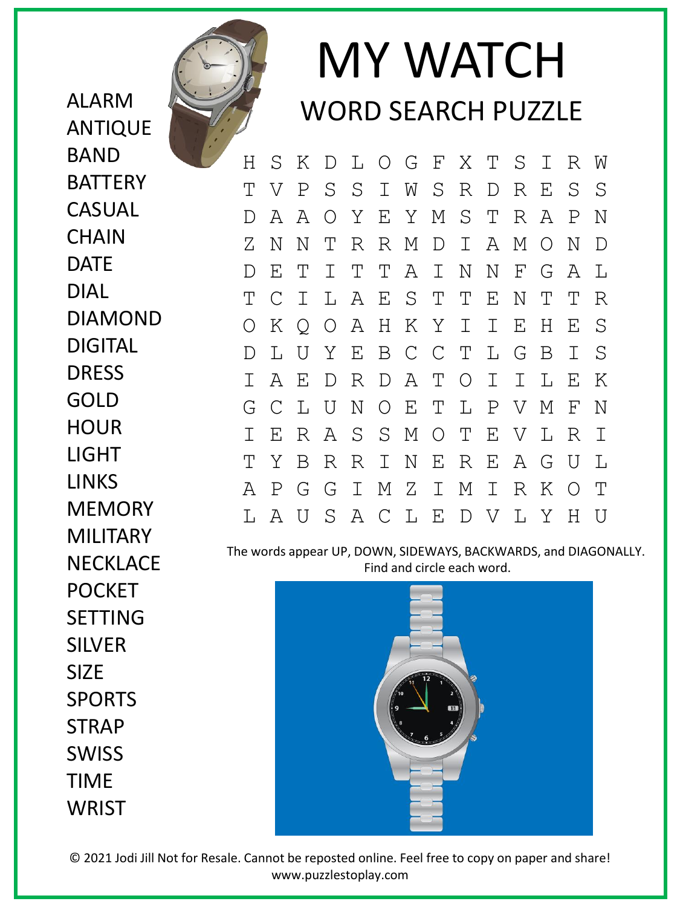# MY WATCH

## WORD SEARCH PUZZLE

ALARM
ANTIQUE
BAND
BATTERY
CASUAL
CHAIN
DATE
DIAL
DIAMOND
DIGITAL
DRESS
GOLD
HOUR
LIGHT
LINKS
MEMORY
MILITARY
NECKLACE
POCKET
SETTING
SILVER
SIZE
SPORTS
STRAP
SWISS
TIME
WRIST

| | | | | | | | | | | | | | |
|---|---|---|---|---|---|---|---|---|---|---|---|---|---|
| H | S | K | D | L | O | G | F | X | T | S | I | R | W |
| T | V | P | S | S | I | W | S | R | D | R | E | S | S |
| D | A | A | O | Y | E | Y | M | S | T | R | A | P | N |
| Z | N | N | T | R | R | M | D | I | A | M | O | N | D |
| D | E | T | I | T | T | A | I | N | N | F | G | A | L |
| T | C | I | L | A | E | S | T | T | E | N | T | T | R |
| O | K | Q | O | A | H | K | Y | I | I | E | H | E | S |
| D | L | U | Y | E | B | C | C | T | L | G | B | I | S |
| I | A | E | D | R | D | A | T | O | I | I | L | E | K |
| G | C | L | U | N | O | E | T | L | P | V | M | F | N |
| I | E | R | A | S | S | M | O | T | E | V | L | R | I |
| T | Y | B | R | R | I | N | E | R | E | A | G | U | L |
| A | P | G | G | I | M | Z | I | M | I | R | K | O | T |
| L | A | U | S | A | C | L | E | D | V | L | Y | H | U |

The words appear UP, DOWN, SIDEWAYS, BACKWARDS, and DIAGONALLY.
Find and circle each word.

© 2021 Jodi Jill Not for Resale. Cannot be reposted online. Feel free to copy on paper and share!
www.puzzlestoplay.com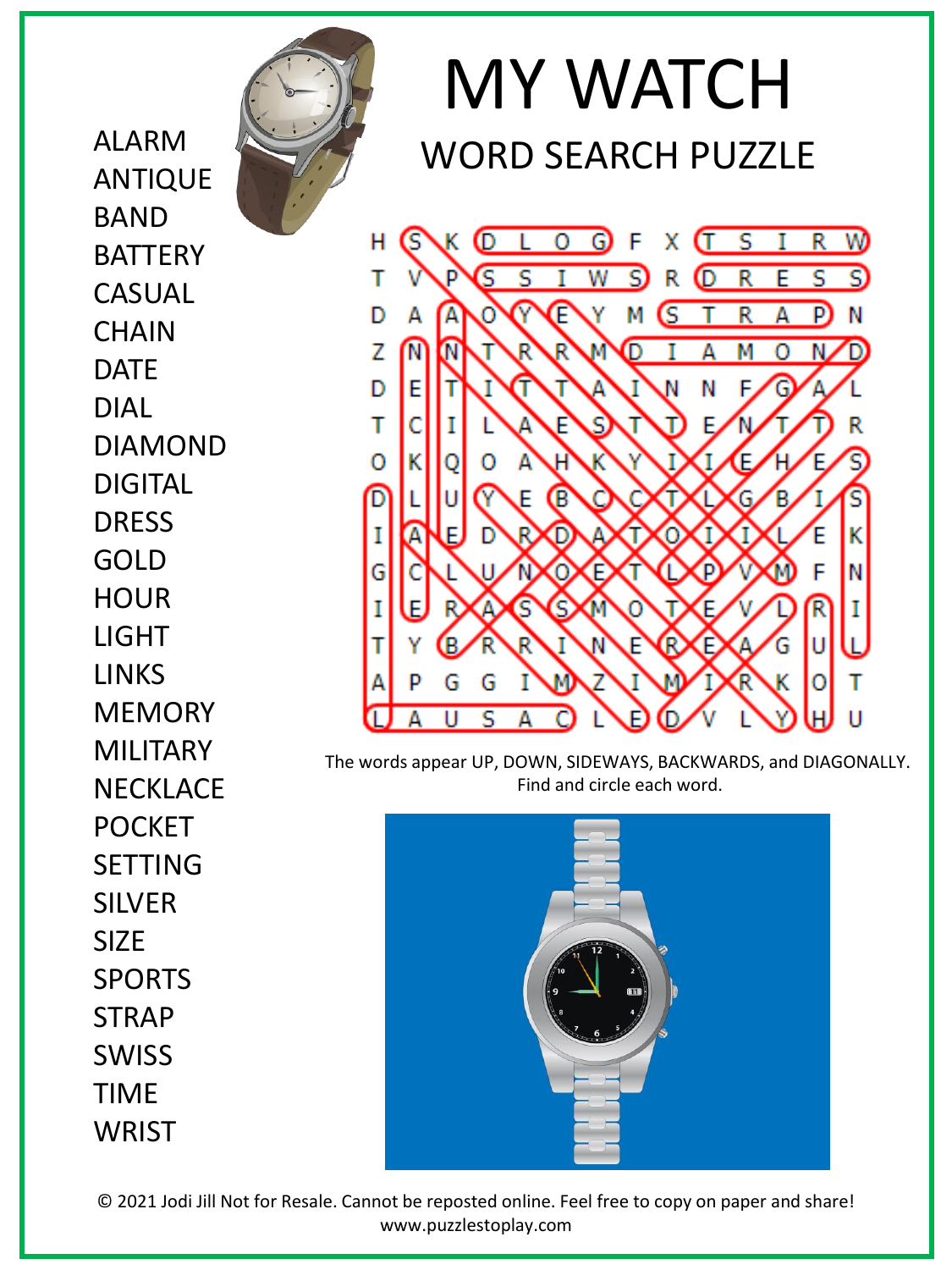# MY WATCH

## WORD SEARCH PUZZLE

ALARM
ANTIQUE
BAND
BATTERY
CASUAL
CHAIN
DATE
DIAL
DIAMOND
DIGITAL
DRESS
GOLD
HOUR
LIGHT
LINKS
MEMORY
MILITARY
NECKLACE
POCKET
SETTING
SILVER
SIZE
SPORTS
STRAP
SWISS
TIME
WRIST

| | | | | | | | | | | | | | |
|---|---|---|---|---|---|---|---|---|---|---|---|---|---|
| H | S | K | D | L | O | G | F | X | T | S | I | R | W |
| T | V | P | S | S | I | W | S | R | D | R | E | S | S |
| D | A | A | O | Y | E | Y | M | S | T | R | A | P | N |
| Z | N | N | T | R | R | M | D | I | A | M | O | N | D |
| D | E | T | I | T | T | A | I | N | N | F | G | A | L |
| T | C | I | L | A | E | S | T | T | E | N | T | T | R |
| O | K | Q | O | A | H | K | Y | I | I | E | H | E | S |
| D | L | U | Y | E | B | C | C | T | L | G | B | I | S |
| I | A | E | D | R | D | A | T | O | I | I | L | E | K |
| G | C | L | U | N | O | E | T | L | P | V | M | F | N |
| I | E | R | A | S | S | M | O | T | E | V | L | R | I |
| T | Y | B | R | R | I | N | E | R | E | A | G | U | L |
| A | P | G | G | I | M | Z | I | M | I | R | K | O | T |
| L | A | U | S | A | C | L | E | D | V | L | Y | H | U |

The words appear UP, DOWN, SIDEWAYS, BACKWARDS, and DIAGONALLY. Find and circle each word.

© 2021 Jodi Jill Not for Resale. Cannot be reposted online. Feel free to copy on paper and share!
www.puzzlestoplay.com